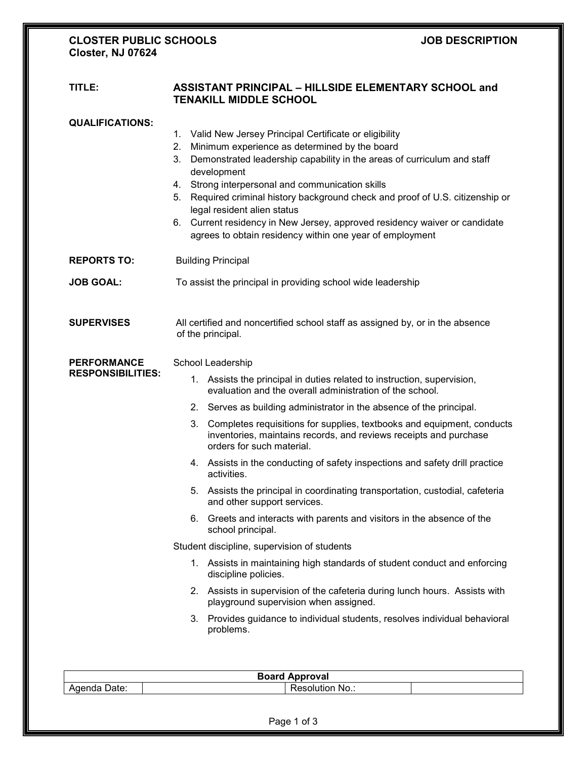**CLOSTER PUBLIC SCHOOLS** **JOB DESCRIPTION**
**Closter, NJ 07624**

**TITLE:** **ASSISTANT PRINCIPAL – HILLSIDE ELEMENTARY SCHOOL and TENAKILL MIDDLE SCHOOL**

**QUALIFICATIONS:**

1. Valid New Jersey Principal Certificate or eligibility
2. Minimum experience as determined by the board
3. Demonstrated leadership capability in the areas of curriculum and staff development
4. Strong interpersonal and communication skills
5. Required criminal history background check and proof of U.S. citizenship or legal resident alien status
6. Current residency in New Jersey, approved residency waiver or candidate agrees to obtain residency within one year of employment

**REPORTS TO:** Building Principal

**JOB GOAL:** To assist the principal in providing school wide leadership

**SUPERVISES** All certified and noncertified school staff as assigned by, or in the absence of the principal.

**PERFORMANCE RESPONSIBILITIES:**

School Leadership

1. Assists the principal in duties related to instruction, supervision, evaluation and the overall administration of the school.
2. Serves as building administrator in the absence of the principal.
3. Completes requisitions for supplies, textbooks and equipment, conducts inventories, maintains records, and reviews receipts and purchase orders for such material.
4. Assists in the conducting of safety inspections and safety drill practice activities.
5. Assists the principal in coordinating transportation, custodial, cafeteria and other support services.
6. Greets and interacts with parents and visitors in the absence of the school principal.

Student discipline, supervision of students

1. Assists in maintaining high standards of student conduct and enforcing discipline policies.
2. Assists in supervision of the cafeteria during lunch hours. Assists with playground supervision when assigned.
3. Provides guidance to individual students, resolves individual behavioral problems.

| Board Approval | | | |
|---|---|---|---|
| Agenda Date: | | Resolution No.: | |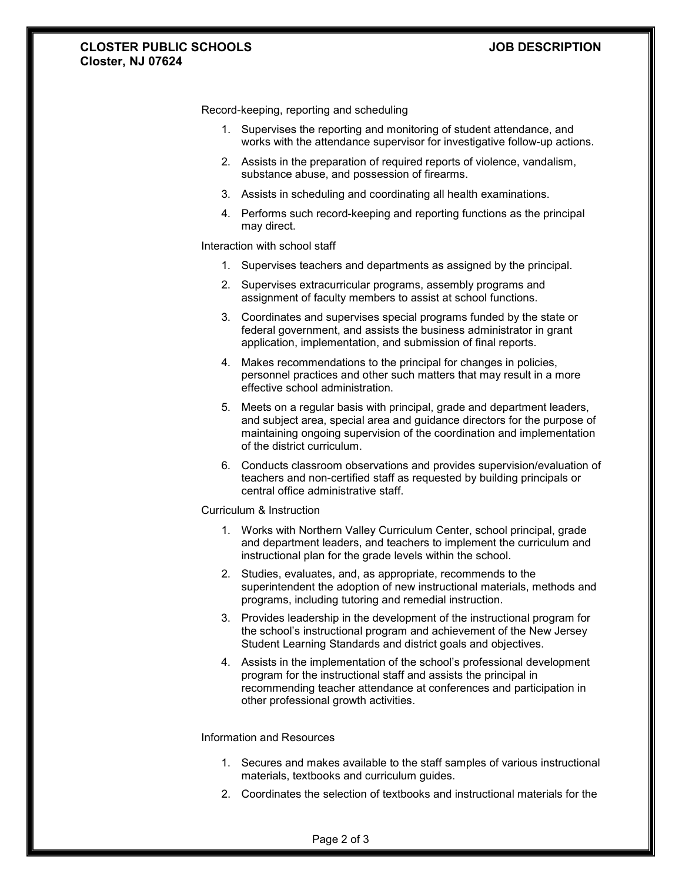Record-keeping, reporting and scheduling

1. Supervises the reporting and monitoring of student attendance, and works with the attendance supervisor for investigative follow-up actions.
2. Assists in the preparation of required reports of violence, vandalism, substance abuse, and possession of firearms.
3. Assists in scheduling and coordinating all health examinations.
4. Performs such record-keeping and reporting functions as the principal may direct.

Interaction with school staff

1. Supervises teachers and departments as assigned by the principal.
2. Supervises extracurricular programs, assembly programs and assignment of faculty members to assist at school functions.
3. Coordinates and supervises special programs funded by the state or federal government, and assists the business administrator in grant application, implementation, and submission of final reports.
4. Makes recommendations to the principal for changes in policies, personnel practices and other such matters that may result in a more effective school administration.
5. Meets on a regular basis with principal, grade and department leaders, and subject area, special area and guidance directors for the purpose of maintaining ongoing supervision of the coordination and implementation of the district curriculum.
6. Conducts classroom observations and provides supervision/evaluation of teachers and non-certified staff as requested by building principals or central office administrative staff.

Curriculum & Instruction

1. Works with Northern Valley Curriculum Center, school principal, grade and department leaders, and teachers to implement the curriculum and instructional plan for the grade levels within the school.
2. Studies, evaluates, and, as appropriate, recommends to the superintendent the adoption of new instructional materials, methods and programs, including tutoring and remedial instruction.
3. Provides leadership in the development of the instructional program for the school's instructional program and achievement of the New Jersey Student Learning Standards and district goals and objectives.
4. Assists in the implementation of the school's professional development program for the instructional staff and assists the principal in recommending teacher attendance at conferences and participation in other professional growth activities.

Information and Resources

1. Secures and makes available to the staff samples of various instructional materials, textbooks and curriculum guides.
2. Coordinates the selection of textbooks and instructional materials for the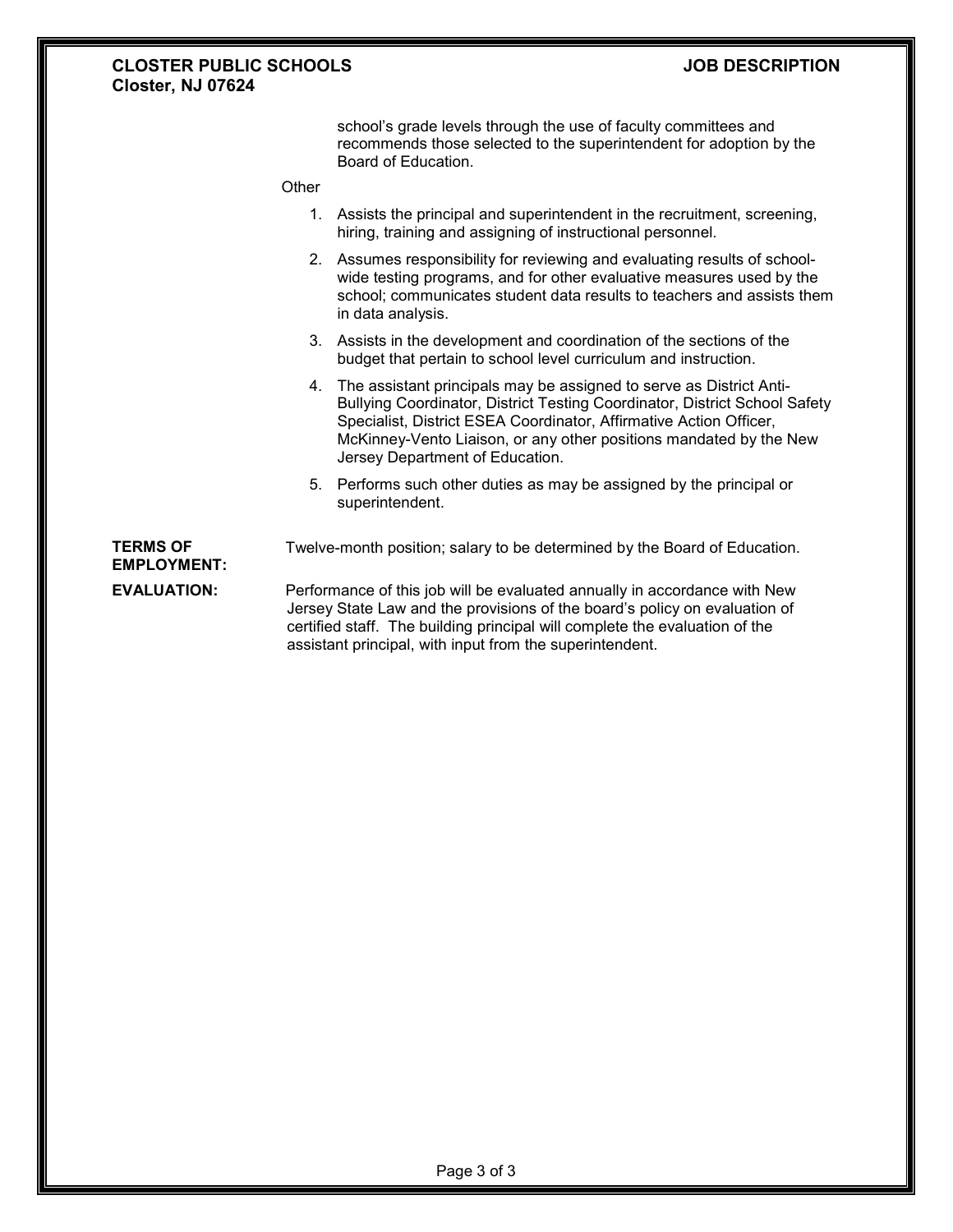school's grade levels through the use of faculty committees and recommends those selected to the superintendent for adoption by the Board of Education.

Other

1. Assists the principal and superintendent in the recruitment, screening, hiring, training and assigning of instructional personnel.
2. Assumes responsibility for reviewing and evaluating results of school-wide testing programs, and for other evaluative measures used by the school; communicates student data results to teachers and assists them in data analysis.
3. Assists in the development and coordination of the sections of the budget that pertain to school level curriculum and instruction.
4. The assistant principals may be assigned to serve as District Anti-Bullying Coordinator, District Testing Coordinator, District School Safety Specialist, District ESEA Coordinator, Affirmative Action Officer, McKinney-Vento Liaison, or any other positions mandated by the New Jersey Department of Education.
5. Performs such other duties as may be assigned by the principal or superintendent.

**TERMS OF EMPLOYMENT:** Twelve-month position; salary to be determined by the Board of Education.

**EVALUATION:** Performance of this job will be evaluated annually in accordance with New Jersey State Law and the provisions of the board's policy on evaluation of certified staff. The building principal will complete the evaluation of the assistant principal, with input from the superintendent.